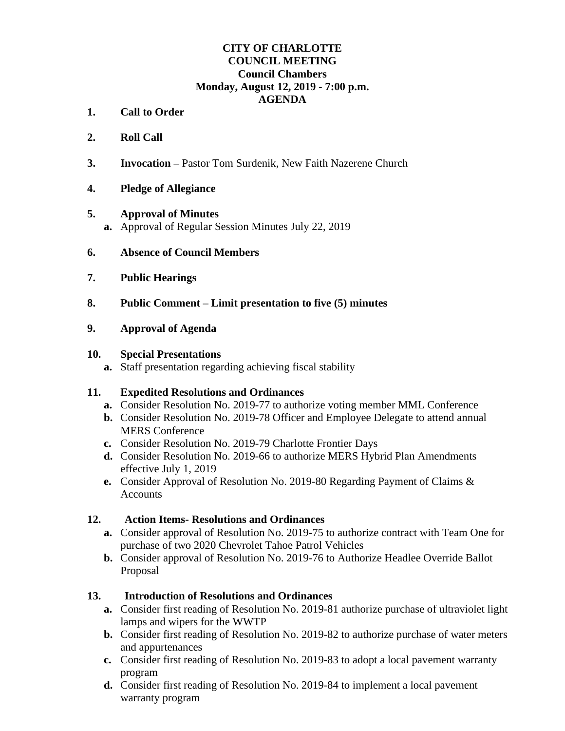**CITY OF CHARLOTTE**
**COUNCIL MEETING**
**Council Chambers**
**Monday, August 12, 2019 - 7:00 p.m.**
**AGENDA**

**1. Call to Order**

**2. Roll Call**

**3. Invocation –** Pastor Tom Surdenik, New Faith Nazerene Church

**4. Pledge of Allegiance**

**5. Approval of Minutes**

- **a.** Approval of Regular Session Minutes July 22, 2019

**6. Absence of Council Members**

**7. Public Hearings**

**8. Public Comment – Limit presentation to five (5) minutes**

**9. Approval of Agenda**

**10. Special Presentations**

- **a.** Staff presentation regarding achieving fiscal stability

**11. Expedited Resolutions and Ordinances**

- **a.** Consider Resolution No. 2019-77 to authorize voting member MML Conference
- **b.** Consider Resolution No. 2019-78 Officer and Employee Delegate to attend annual MERS Conference
- **c.** Consider Resolution No. 2019-79 Charlotte Frontier Days
- **d.** Consider Resolution No. 2019-66 to authorize MERS Hybrid Plan Amendments effective July 1, 2019
- **e.** Consider Approval of Resolution No. 2019-80 Regarding Payment of Claims & Accounts

**12. Action Items- Resolutions and Ordinances**

- **a.** Consider approval of Resolution No. 2019-75 to authorize contract with Team One for purchase of two 2020 Chevrolet Tahoe Patrol Vehicles
- **b.** Consider approval of Resolution No. 2019-76 to Authorize Headlee Override Ballot Proposal

**13. Introduction of Resolutions and Ordinances**

- **a.** Consider first reading of Resolution No. 2019-81 authorize purchase of ultraviolet light lamps and wipers for the WWTP
- **b.** Consider first reading of Resolution No. 2019-82 to authorize purchase of water meters and appurtenances
- **c.** Consider first reading of Resolution No. 2019-83 to adopt a local pavement warranty program
- **d.** Consider first reading of Resolution No. 2019-84 to implement a local pavement warranty program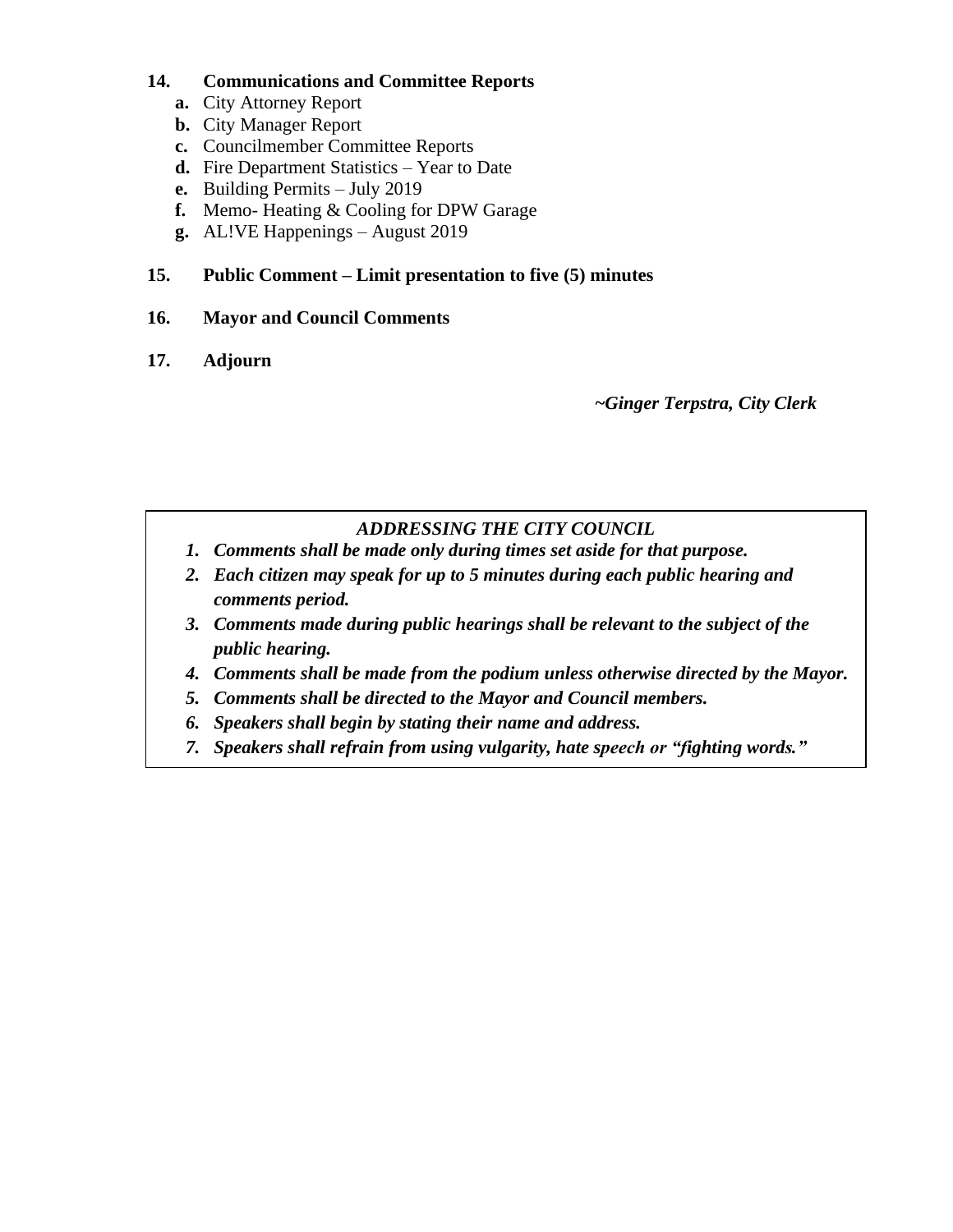**14. Communications and Committee Reports**

- **a.** City Attorney Report
- **b.** City Manager Report
- **c.** Councilmember Committee Reports
- **d.** Fire Department Statistics – Year to Date
- **e.** Building Permits – July 2019
- **f.** Memo- Heating & Cooling for DPW Garage
- **g.** AL!VE Happenings – August 2019

**15. Public Comment – Limit presentation to five (5) minutes**

**16. Mayor and Council Comments**

**17. Adjourn**

***~Ginger Terpstra, City Clerk***

*ADDRESSING THE CITY COUNCIL*

1. ***Comments shall be made only during times set aside for that purpose.***
2. ***Each citizen may speak for up to 5 minutes during each public hearing and comments period.***
3. ***Comments made during public hearings shall be relevant to the subject of the public hearing.***
4. ***Comments shall be made from the podium unless otherwise directed by the Mayor.***
5. ***Comments shall be directed to the Mayor and Council members.***
6. ***Speakers shall begin by stating their name and address.***
7. ***Speakers shall refrain from using vulgarity, hate speech or "fighting words."***